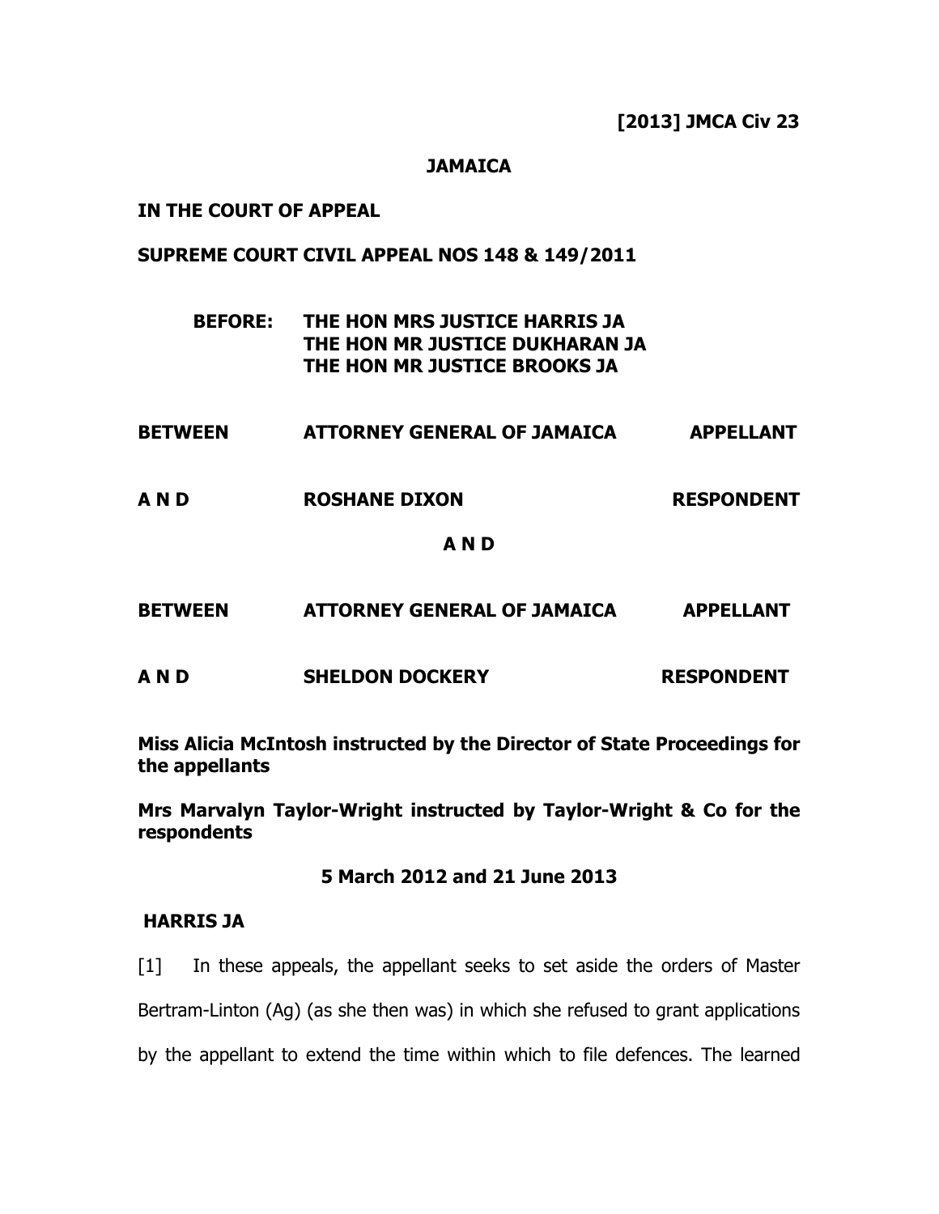**[2013] JMCA Civ 23**

**JAMAICA**

**IN THE COURT OF APPEAL**

**SUPREME COURT CIVIL APPEAL NOS 148 & 149/2011**

**BEFORE: THE HON MRS JUSTICE HARRIS JA**
**THE HON MR JUSTICE DUKHARAN JA**
**THE HON MR JUSTICE BROOKS JA**

| | | |
|---|---|---|
| **BETWEEN** | **ATTORNEY GENERAL OF JAMAICA** | **APPELLANT** |
| **A N D** | **ROSHANE DIXON** | **RESPONDENT** |

**A N D**

| | | |
|---|---|---|
| **BETWEEN** | **ATTORNEY GENERAL OF JAMAICA** | **APPELLANT** |
| **A N D** | **SHELDON DOCKERY** | **RESPONDENT** |

**Miss Alicia McIntosh instructed by the Director of State Proceedings for the appellants**

**Mrs Marvalyn Taylor-Wright instructed by Taylor-Wright & Co for the respondents**

**5 March 2012 and 21 June 2013**

**HARRIS JA**

[1] In these appeals, the appellant seeks to set aside the orders of Master Bertram-Linton (Ag) (as she then was) in which she refused to grant applications by the appellant to extend the time within which to file defences. The learned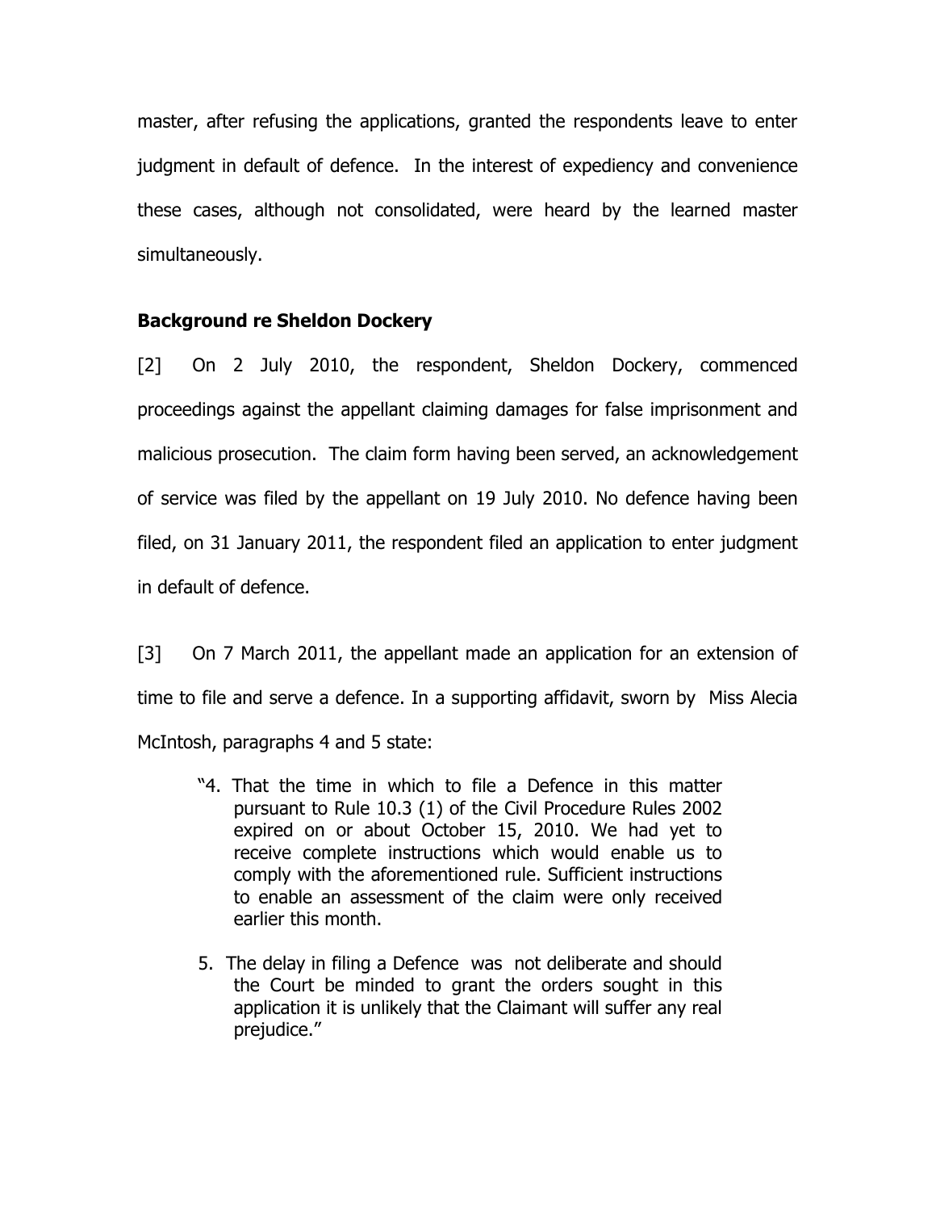master, after refusing the applications, granted the respondents leave to enter judgment in default of defence. In the interest of expediency and convenience these cases, although not consolidated, were heard by the learned master simultaneously.

### Background re Sheldon Dockery

[2] On 2 July 2010, the respondent, Sheldon Dockery, commenced proceedings against the appellant claiming damages for false imprisonment and malicious prosecution. The claim form having been served, an acknowledgement of service was filed by the appellant on 19 July 2010. No defence having been filed, on 31 January 2011, the respondent filed an application to enter judgment in default of defence.

[3] On 7 March 2011, the appellant made an application for an extension of time to file and serve a defence. In a supporting affidavit, sworn by Miss Alecia McIntosh, paragraphs 4 and 5 state:

> "4. That the time in which to file a Defence in this matter pursuant to Rule 10.3 (1) of the Civil Procedure Rules 2002 expired on or about October 15, 2010. We had yet to receive complete instructions which would enable us to comply with the aforementioned rule. Sufficient instructions to enable an assessment of the claim were only received earlier this month.
>
> 5. The delay in filing a Defence was not deliberate and should the Court be minded to grant the orders sought in this application it is unlikely that the Claimant will suffer any real prejudice."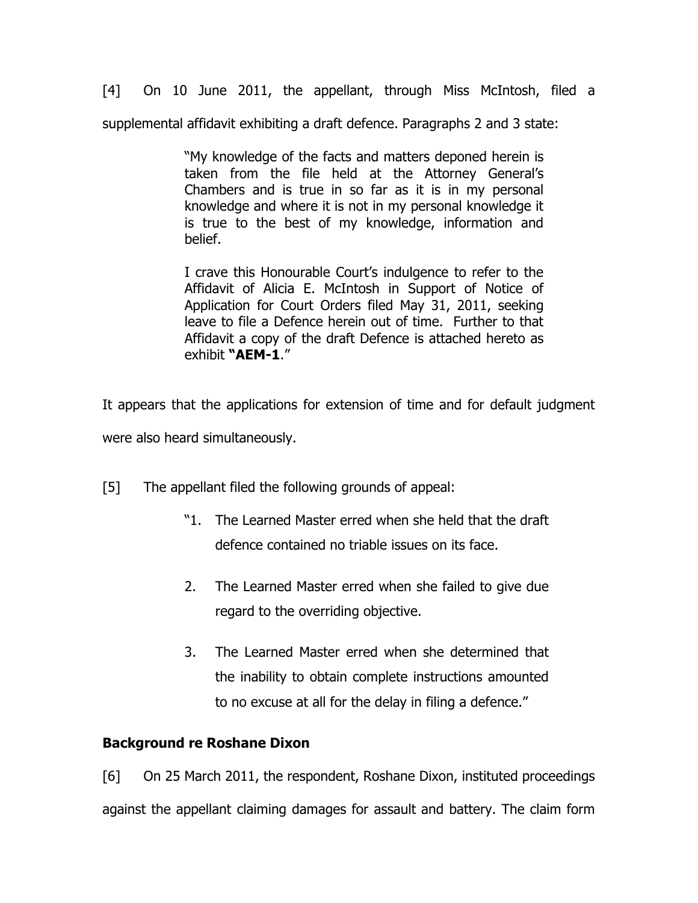[4] On 10 June 2011, the appellant, through Miss McIntosh, filed a supplemental affidavit exhibiting a draft defence. Paragraphs 2 and 3 state:

> "My knowledge of the facts and matters deponed herein is taken from the file held at the Attorney General's Chambers and is true in so far as it is in my personal knowledge and where it is not in my personal knowledge it is true to the best of my knowledge, information and belief.
>
> I crave this Honourable Court's indulgence to refer to the Affidavit of Alicia E. McIntosh in Support of Notice of Application for Court Orders filed May 31, 2011, seeking leave to file a Defence herein out of time. Further to that Affidavit a copy of the draft Defence is attached hereto as exhibit **"AEM-1**."

It appears that the applications for extension of time and for default judgment were also heard simultaneously.

[5] The appellant filed the following grounds of appeal:

> "1. The Learned Master erred when she held that the draft defence contained no triable issues on its face.
>
> 2. The Learned Master erred when she failed to give due regard to the overriding objective.
>
> 3. The Learned Master erred when she determined that the inability to obtain complete instructions amounted to no excuse at all for the delay in filing a defence."

**Background re Roshane Dixon**

[6] On 25 March 2011, the respondent, Roshane Dixon, instituted proceedings against the appellant claiming damages for assault and battery. The claim form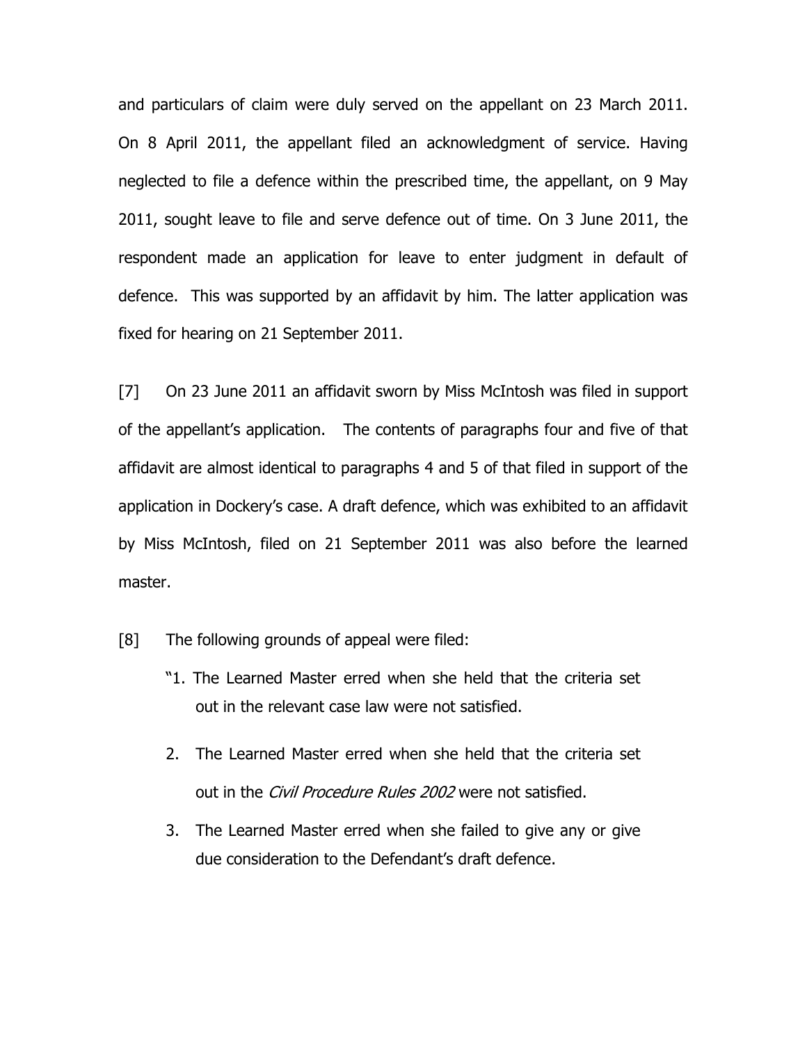and particulars of claim were duly served on the appellant on 23 March 2011. On 8 April 2011, the appellant filed an acknowledgment of service. Having neglected to file a defence within the prescribed time, the appellant, on 9 May 2011, sought leave to file and serve defence out of time. On 3 June 2011, the respondent made an application for leave to enter judgment in default of defence. This was supported by an affidavit by him. The latter application was fixed for hearing on 21 September 2011.

[7] On 23 June 2011 an affidavit sworn by Miss McIntosh was filed in support of the appellant's application. The contents of paragraphs four and five of that affidavit are almost identical to paragraphs 4 and 5 of that filed in support of the application in Dockery's case. A draft defence, which was exhibited to an affidavit by Miss McIntosh, filed on 21 September 2011 was also before the learned master.

[8] The following grounds of appeal were filed:

> "1. The Learned Master erred when she held that the criteria set out in the relevant case law were not satisfied.
>
> 2. The Learned Master erred when she held that the criteria set out in the *Civil Procedure Rules 2002* were not satisfied.
>
> 3. The Learned Master erred when she failed to give any or give due consideration to the Defendant's draft defence.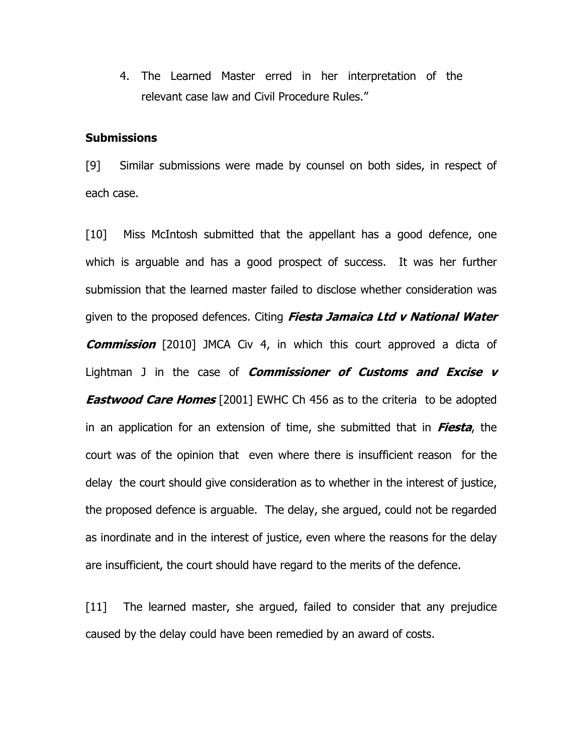4. The Learned Master erred in her interpretation of the relevant case law and Civil Procedure Rules."

**Submissions**

[9] Similar submissions were made by counsel on both sides, in respect of each case.

[10] Miss McIntosh submitted that the appellant has a good defence, one which is arguable and has a good prospect of success. It was her further submission that the learned master failed to disclose whether consideration was given to the proposed defences. Citing ***Fiesta Jamaica Ltd v National Water Commission*** [2010] JMCA Civ 4, in which this court approved a dicta of Lightman J in the case of ***Commissioner of Customs and Excise v Eastwood Care Homes*** [2001] EWHC Ch 456 as to the criteria to be adopted in an application for an extension of time, she submitted that in ***Fiesta***, the court was of the opinion that even where there is insufficient reason for the delay the court should give consideration as to whether in the interest of justice, the proposed defence is arguable. The delay, she argued, could not be regarded as inordinate and in the interest of justice, even where the reasons for the delay are insufficient, the court should have regard to the merits of the defence.

[11] The learned master, she argued, failed to consider that any prejudice caused by the delay could have been remedied by an award of costs.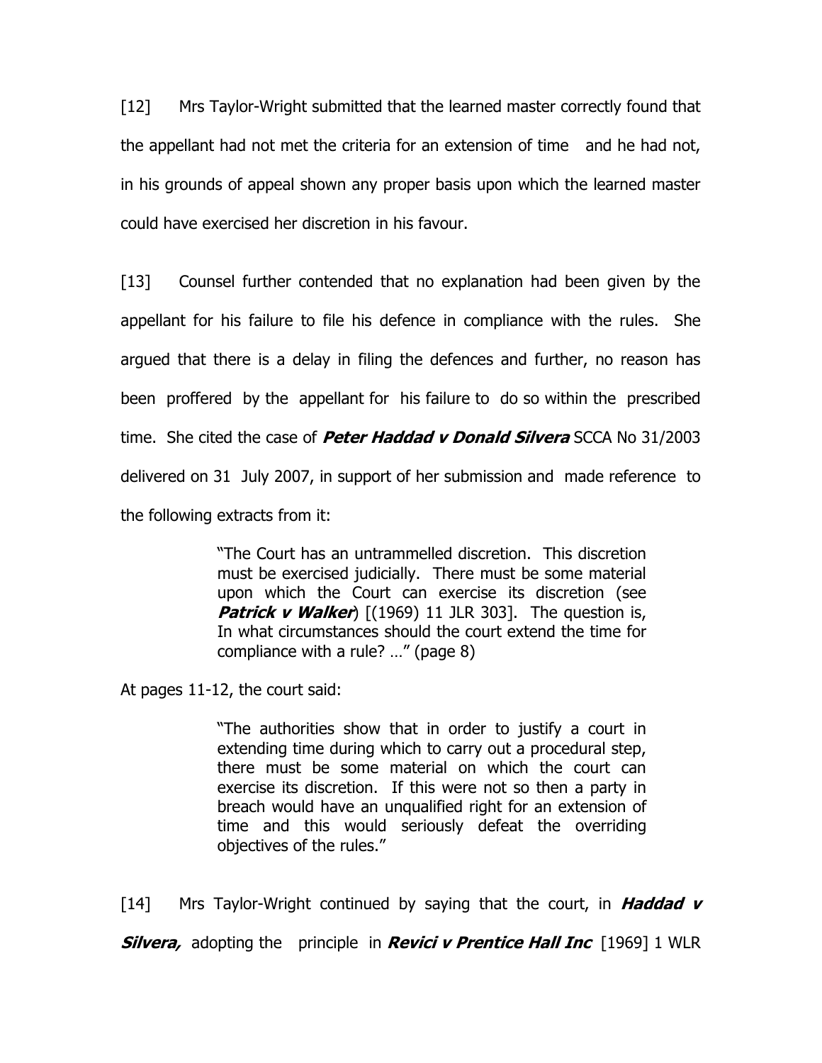[12] Mrs Taylor-Wright submitted that the learned master correctly found that the appellant had not met the criteria for an extension of time and he had not, in his grounds of appeal shown any proper basis upon which the learned master could have exercised her discretion in his favour.

[13] Counsel further contended that no explanation had been given by the appellant for his failure to file his defence in compliance with the rules. She argued that there is a delay in filing the defences and further, no reason has been proffered by the appellant for his failure to do so within the prescribed time. She cited the case of ***Peter Haddad v Donald Silvera*** SCCA No 31/2003 delivered on 31 July 2007, in support of her submission and made reference to the following extracts from it:

> "The Court has an untrammelled discretion. This discretion must be exercised judicially. There must be some material upon which the Court can exercise its discretion (see ***Patrick v Walker***) [(1969) 11 JLR 303]. The question is, In what circumstances should the court extend the time for compliance with a rule? …" (page 8)

At pages 11-12, the court said:

> "The authorities show that in order to justify a court in extending time during which to carry out a procedural step, there must be some material on which the court can exercise its discretion. If this were not so then a party in breach would have an unqualified right for an extension of time and this would seriously defeat the overriding objectives of the rules."

[14] Mrs Taylor-Wright continued by saying that the court, in ***Haddad v Silvera,*** adopting the principle in ***Revici v Prentice Hall Inc*** [1969] 1 WLR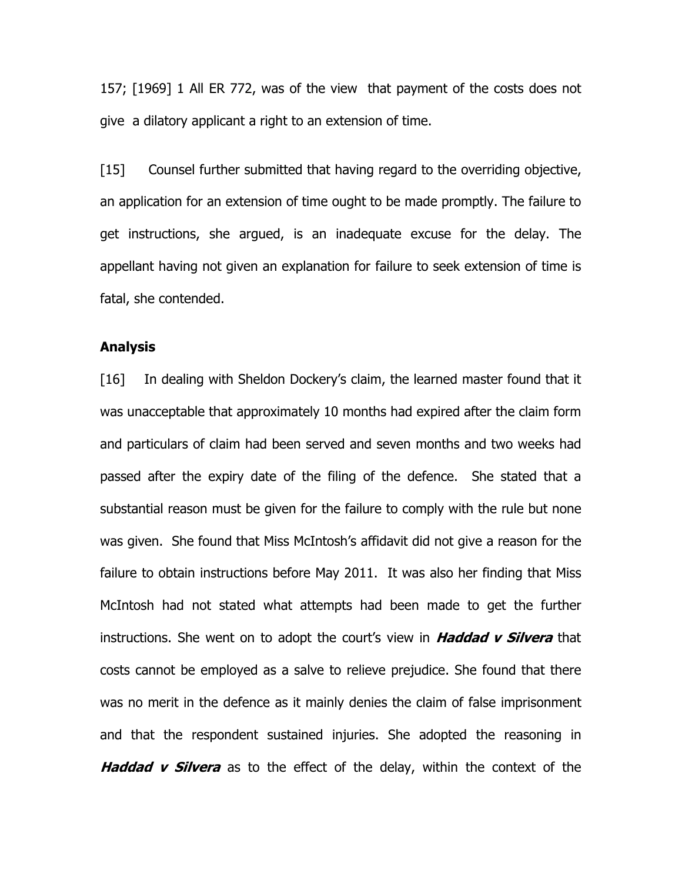157; [1969] 1 All ER 772, was of the view that payment of the costs does not give a dilatory applicant a right to an extension of time.

[15] Counsel further submitted that having regard to the overriding objective, an application for an extension of time ought to be made promptly. The failure to get instructions, she argued, is an inadequate excuse for the delay. The appellant having not given an explanation for failure to seek extension of time is fatal, she contended.

**Analysis**

[16] In dealing with Sheldon Dockery's claim, the learned master found that it was unacceptable that approximately 10 months had expired after the claim form and particulars of claim had been served and seven months and two weeks had passed after the expiry date of the filing of the defence. She stated that a substantial reason must be given for the failure to comply with the rule but none was given. She found that Miss McIntosh's affidavit did not give a reason for the failure to obtain instructions before May 2011. It was also her finding that Miss McIntosh had not stated what attempts had been made to get the further instructions. She went on to adopt the court's view in ***Haddad v Silvera*** that costs cannot be employed as a salve to relieve prejudice. She found that there was no merit in the defence as it mainly denies the claim of false imprisonment and that the respondent sustained injuries. She adopted the reasoning in ***Haddad v Silvera*** as to the effect of the delay, within the context of the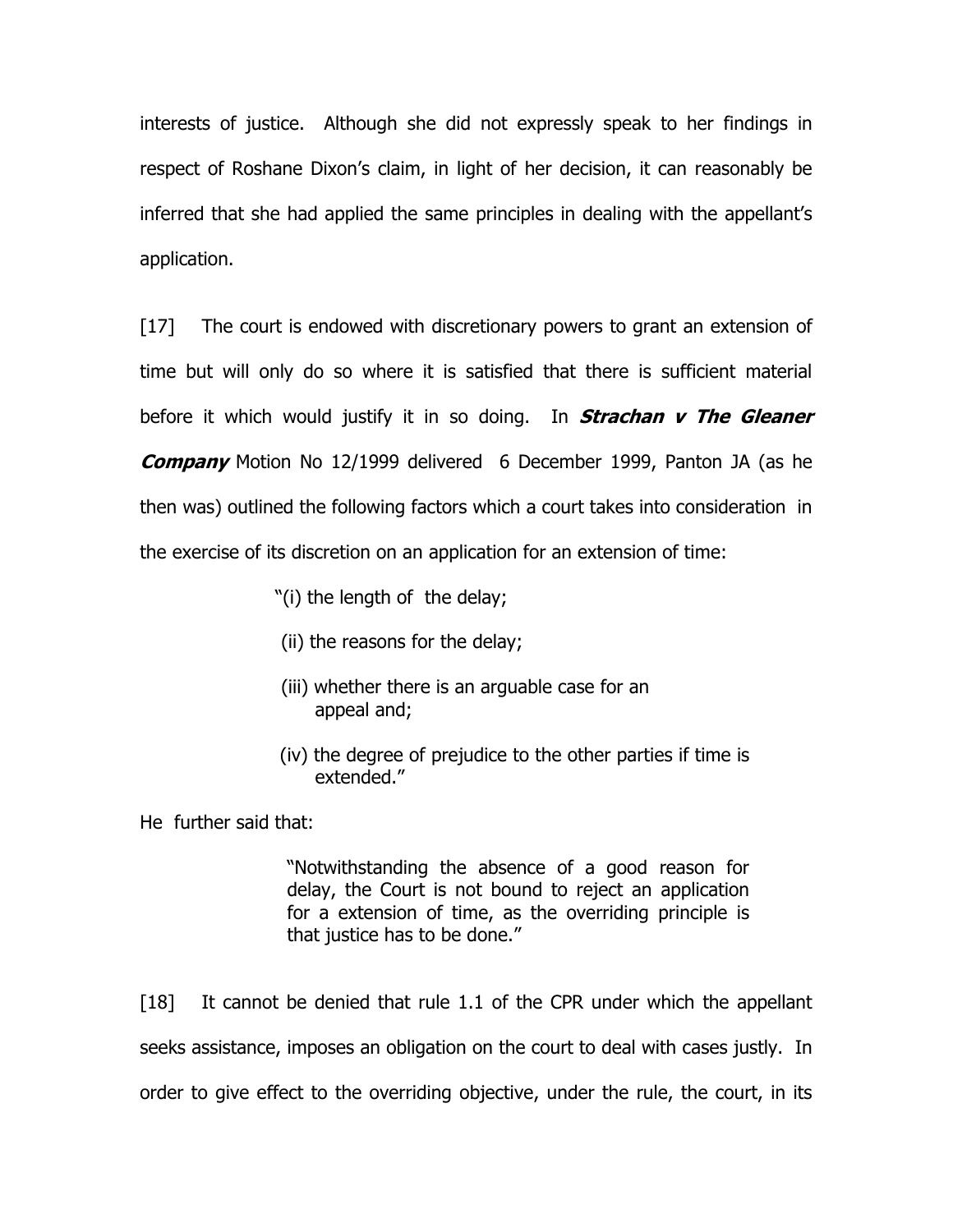interests of justice. Although she did not expressly speak to her findings in respect of Roshane Dixon's claim, in light of her decision, it can reasonably be inferred that she had applied the same principles in dealing with the appellant's application.

[17] The court is endowed with discretionary powers to grant an extension of time but will only do so where it is satisfied that there is sufficient material before it which would justify it in so doing. In ***Strachan v The Gleaner Company*** Motion No 12/1999 delivered 6 December 1999, Panton JA (as he then was) outlined the following factors which a court takes into consideration in the exercise of its discretion on an application for an extension of time:

> "(i) the length of the delay;
>
> (ii) the reasons for the delay;
>
> (iii) whether there is an arguable case for an appeal and;
>
> (iv) the degree of prejudice to the other parties if time is extended."

He further said that:

> "Notwithstanding the absence of a good reason for delay, the Court is not bound to reject an application for a extension of time, as the overriding principle is that justice has to be done."

[18] It cannot be denied that rule 1.1 of the CPR under which the appellant seeks assistance, imposes an obligation on the court to deal with cases justly. In order to give effect to the overriding objective, under the rule, the court, in its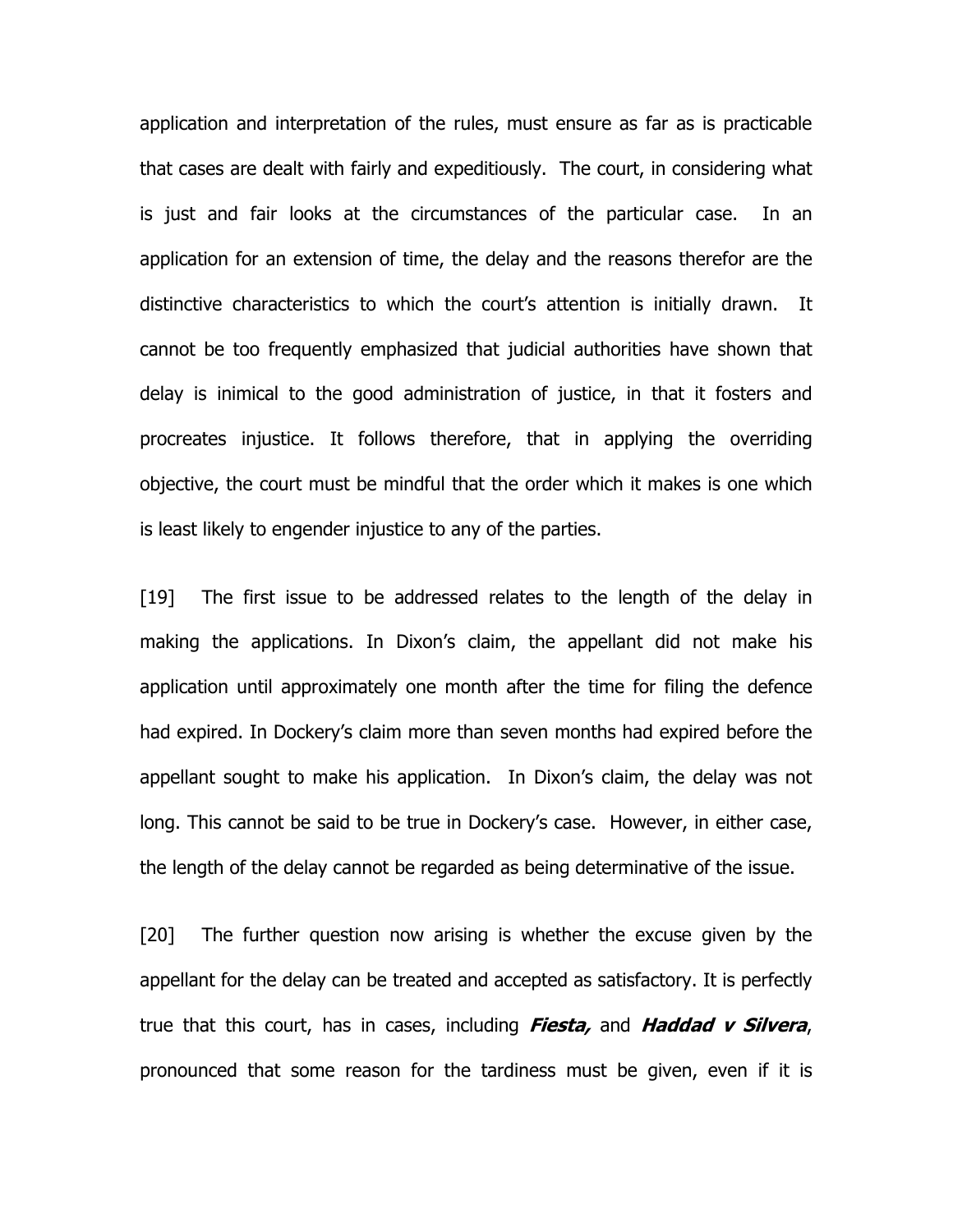application and interpretation of the rules, must ensure as far as is practicable that cases are dealt with fairly and expeditiously. The court, in considering what is just and fair looks at the circumstances of the particular case. In an application for an extension of time, the delay and the reasons therefor are the distinctive characteristics to which the court's attention is initially drawn. It cannot be too frequently emphasized that judicial authorities have shown that delay is inimical to the good administration of justice, in that it fosters and procreates injustice. It follows therefore, that in applying the overriding objective, the court must be mindful that the order which it makes is one which is least likely to engender injustice to any of the parties.

[19] The first issue to be addressed relates to the length of the delay in making the applications. In Dixon's claim, the appellant did not make his application until approximately one month after the time for filing the defence had expired. In Dockery's claim more than seven months had expired before the appellant sought to make his application. In Dixon's claim, the delay was not long. This cannot be said to be true in Dockery's case. However, in either case, the length of the delay cannot be regarded as being determinative of the issue.

[20] The further question now arising is whether the excuse given by the appellant for the delay can be treated and accepted as satisfactory. It is perfectly true that this court, has in cases, including ***Fiesta,*** and ***Haddad v Silvera***, pronounced that some reason for the tardiness must be given, even if it is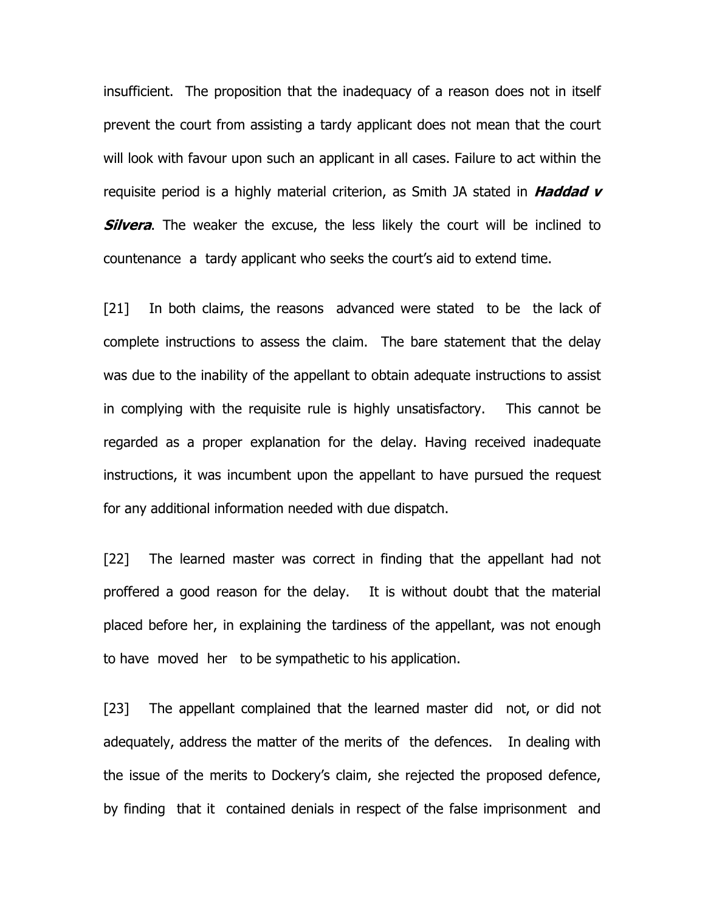insufficient. The proposition that the inadequacy of a reason does not in itself prevent the court from assisting a tardy applicant does not mean that the court will look with favour upon such an applicant in all cases. Failure to act within the requisite period is a highly material criterion, as Smith JA stated in ***Haddad v Silvera***. The weaker the excuse, the less likely the court will be inclined to countenance a tardy applicant who seeks the court's aid to extend time.

[21] In both claims, the reasons advanced were stated to be the lack of complete instructions to assess the claim. The bare statement that the delay was due to the inability of the appellant to obtain adequate instructions to assist in complying with the requisite rule is highly unsatisfactory. This cannot be regarded as a proper explanation for the delay. Having received inadequate instructions, it was incumbent upon the appellant to have pursued the request for any additional information needed with due dispatch.

[22] The learned master was correct in finding that the appellant had not proffered a good reason for the delay. It is without doubt that the material placed before her, in explaining the tardiness of the appellant, was not enough to have moved her to be sympathetic to his application.

[23] The appellant complained that the learned master did not, or did not adequately, address the matter of the merits of the defences. In dealing with the issue of the merits to Dockery's claim, she rejected the proposed defence, by finding that it contained denials in respect of the false imprisonment and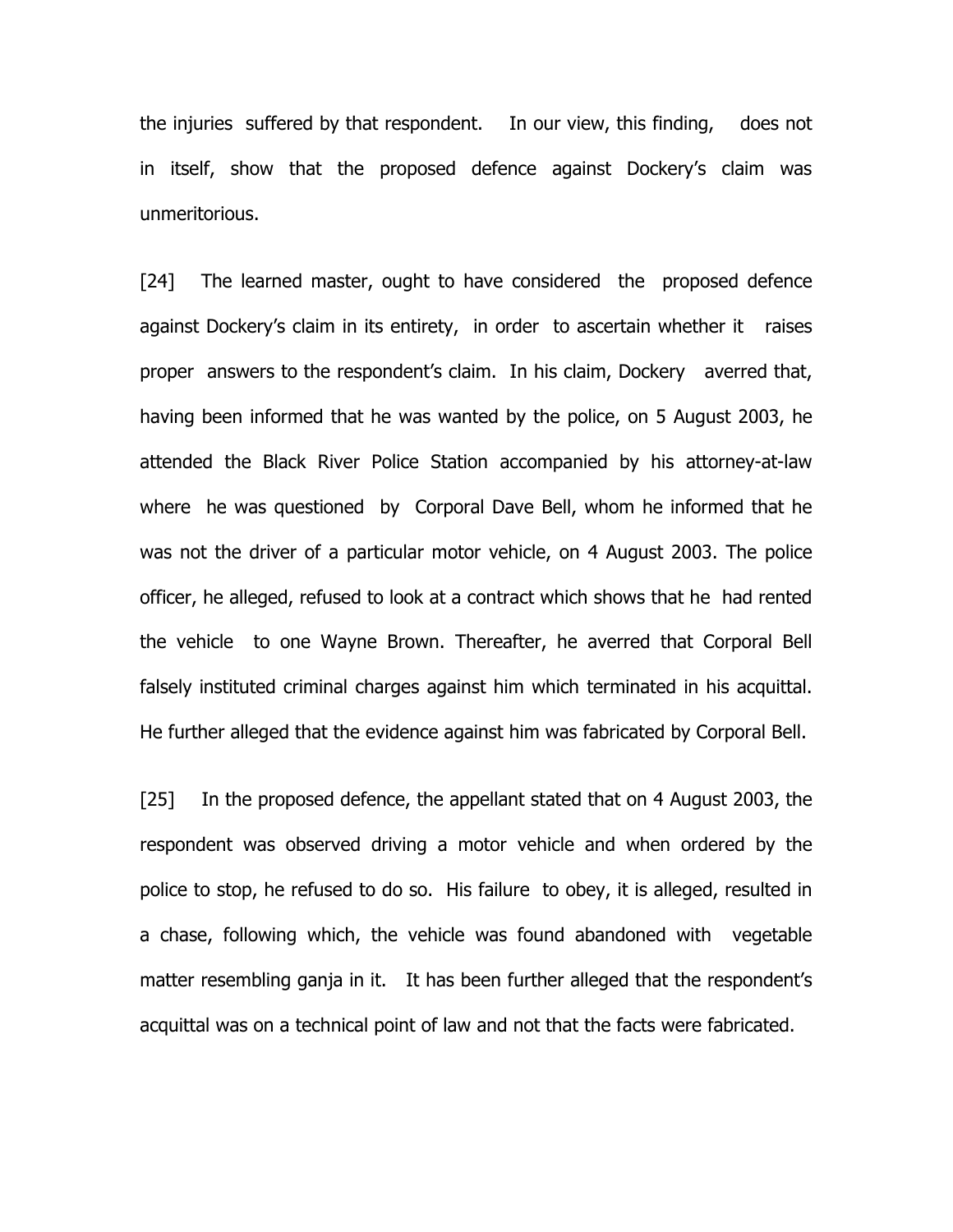the injuries suffered by that respondent. In our view, this finding, does not in itself, show that the proposed defence against Dockery's claim was unmeritorious.

[24] The learned master, ought to have considered the proposed defence against Dockery's claim in its entirety, in order to ascertain whether it raises proper answers to the respondent's claim. In his claim, Dockery averred that, having been informed that he was wanted by the police, on 5 August 2003, he attended the Black River Police Station accompanied by his attorney-at-law where he was questioned by Corporal Dave Bell, whom he informed that he was not the driver of a particular motor vehicle, on 4 August 2003. The police officer, he alleged, refused to look at a contract which shows that he had rented the vehicle to one Wayne Brown. Thereafter, he averred that Corporal Bell falsely instituted criminal charges against him which terminated in his acquittal. He further alleged that the evidence against him was fabricated by Corporal Bell.

[25] In the proposed defence, the appellant stated that on 4 August 2003, the respondent was observed driving a motor vehicle and when ordered by the police to stop, he refused to do so. His failure to obey, it is alleged, resulted in a chase, following which, the vehicle was found abandoned with vegetable matter resembling ganja in it. It has been further alleged that the respondent's acquittal was on a technical point of law and not that the facts were fabricated.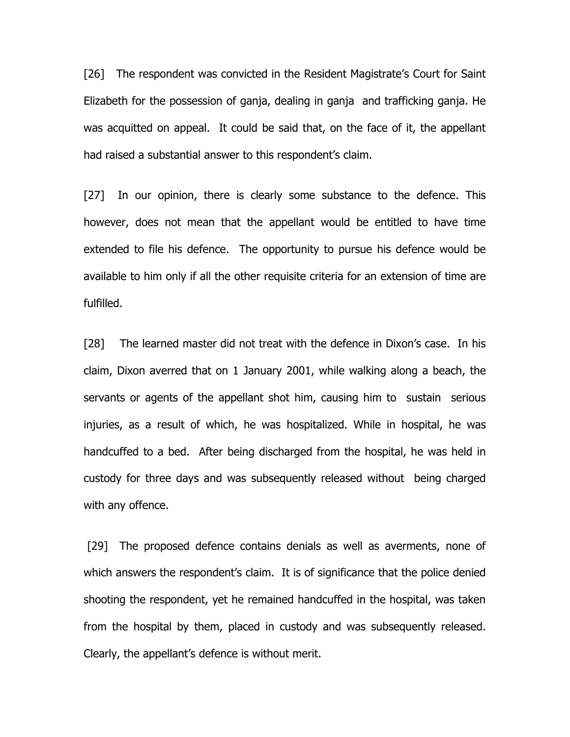[26] The respondent was convicted in the Resident Magistrate's Court for Saint Elizabeth for the possession of ganja, dealing in ganja and trafficking ganja. He was acquitted on appeal. It could be said that, on the face of it, the appellant had raised a substantial answer to this respondent's claim.

[27] In our opinion, there is clearly some substance to the defence. This however, does not mean that the appellant would be entitled to have time extended to file his defence. The opportunity to pursue his defence would be available to him only if all the other requisite criteria for an extension of time are fulfilled.

[28] The learned master did not treat with the defence in Dixon's case. In his claim, Dixon averred that on 1 January 2001, while walking along a beach, the servants or agents of the appellant shot him, causing him to sustain serious injuries, as a result of which, he was hospitalized. While in hospital, he was handcuffed to a bed. After being discharged from the hospital, he was held in custody for three days and was subsequently released without being charged with any offence.

[29] The proposed defence contains denials as well as averments, none of which answers the respondent's claim. It is of significance that the police denied shooting the respondent, yet he remained handcuffed in the hospital, was taken from the hospital by them, placed in custody and was subsequently released. Clearly, the appellant's defence is without merit.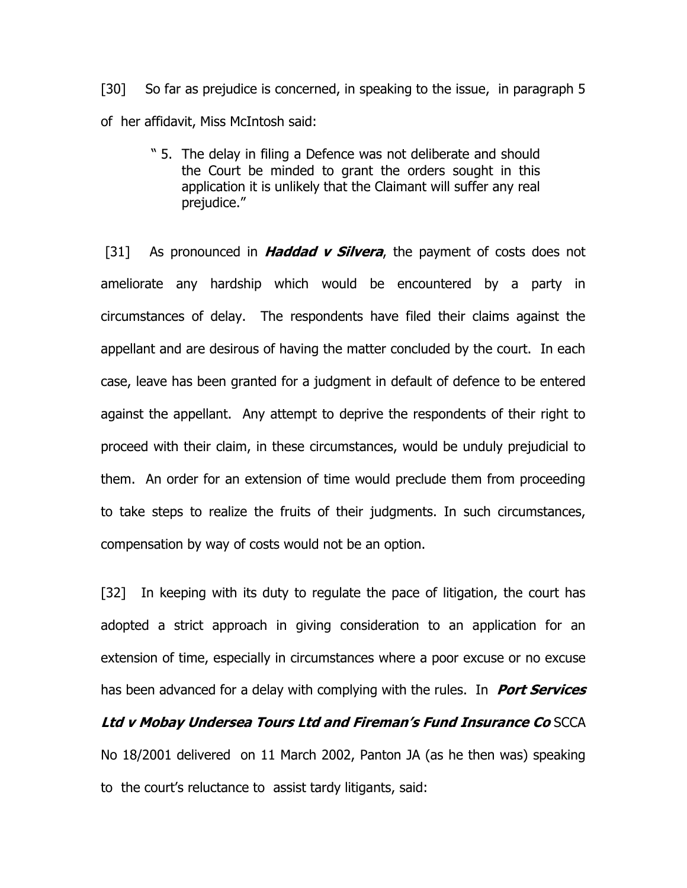[30] So far as prejudice is concerned, in speaking to the issue, in paragraph 5 of her affidavit, Miss McIntosh said:

> " 5. The delay in filing a Defence was not deliberate and should the Court be minded to grant the orders sought in this application it is unlikely that the Claimant will suffer any real prejudice."

[31] As pronounced in ***Haddad v Silvera***, the payment of costs does not ameliorate any hardship which would be encountered by a party in circumstances of delay. The respondents have filed their claims against the appellant and are desirous of having the matter concluded by the court. In each case, leave has been granted for a judgment in default of defence to be entered against the appellant. Any attempt to deprive the respondents of their right to proceed with their claim, in these circumstances, would be unduly prejudicial to them. An order for an extension of time would preclude them from proceeding to take steps to realize the fruits of their judgments. In such circumstances, compensation by way of costs would not be an option.

[32] In keeping with its duty to regulate the pace of litigation, the court has adopted a strict approach in giving consideration to an application for an extension of time, especially in circumstances where a poor excuse or no excuse has been advanced for a delay with complying with the rules. In ***Port Services Ltd v Mobay Undersea Tours Ltd and Fireman's Fund Insurance Co*** SCCA No 18/2001 delivered on 11 March 2002, Panton JA (as he then was) speaking to the court's reluctance to assist tardy litigants, said: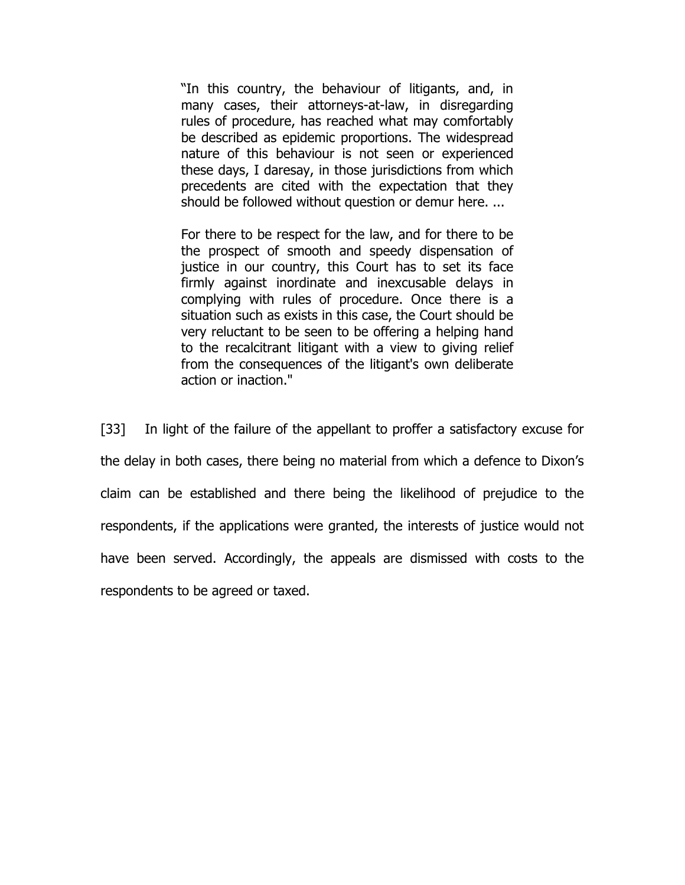> "In this country, the behaviour of litigants, and, in many cases, their attorneys-at-law, in disregarding rules of procedure, has reached what may comfortably be described as epidemic proportions. The widespread nature of this behaviour is not seen or experienced these days, I daresay, in those jurisdictions from which precedents are cited with the expectation that they should be followed without question or demur here. ...
>
> For there to be respect for the law, and for there to be the prospect of smooth and speedy dispensation of justice in our country, this Court has to set its face firmly against inordinate and inexcusable delays in complying with rules of procedure. Once there is a situation such as exists in this case, the Court should be very reluctant to be seen to be offering a helping hand to the recalcitrant litigant with a view to giving relief from the consequences of the litigant's own deliberate action or inaction."

[33] In light of the failure of the appellant to proffer a satisfactory excuse for the delay in both cases, there being no material from which a defence to Dixon's claim can be established and there being the likelihood of prejudice to the respondents, if the applications were granted, the interests of justice would not have been served. Accordingly, the appeals are dismissed with costs to the respondents to be agreed or taxed.